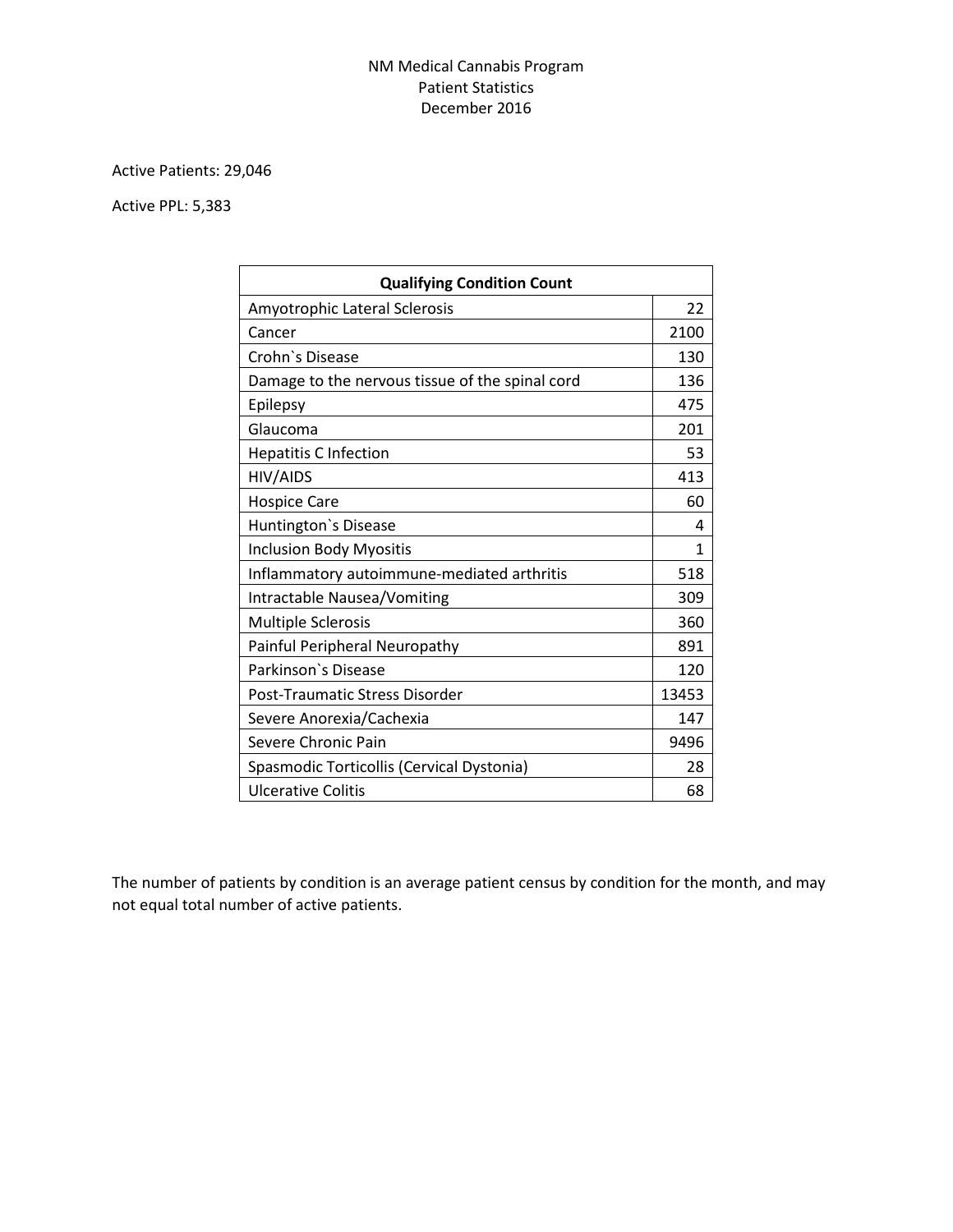# NM Medical Cannabis Program
## Patient Statistics
## December 2016

Active Patients: 29,046

Active PPL: 5,383

| Qualifying Condition Count | |
|---|---|
| Amyotrophic Lateral Sclerosis | 22 |
| Cancer | 2100 |
| Crohn`s Disease | 130 |
| Damage to the nervous tissue of the spinal cord | 136 |
| Epilepsy | 475 |
| Glaucoma | 201 |
| Hepatitis C Infection | 53 |
| HIV/AIDS | 413 |
| Hospice Care | 60 |
| Huntington`s Disease | 4 |
| Inclusion Body Myositis | 1 |
| Inflammatory autoimmune-mediated arthritis | 518 |
| Intractable Nausea/Vomiting | 309 |
| Multiple Sclerosis | 360 |
| Painful Peripheral Neuropathy | 891 |
| Parkinson`s Disease | 120 |
| Post-Traumatic Stress Disorder | 13453 |
| Severe Anorexia/Cachexia | 147 |
| Severe Chronic Pain | 9496 |
| Spasmodic Torticollis (Cervical Dystonia) | 28 |
| Ulcerative Colitis | 68 |

The number of patients by condition is an average patient census by condition for the month, and may not equal total number of active patients.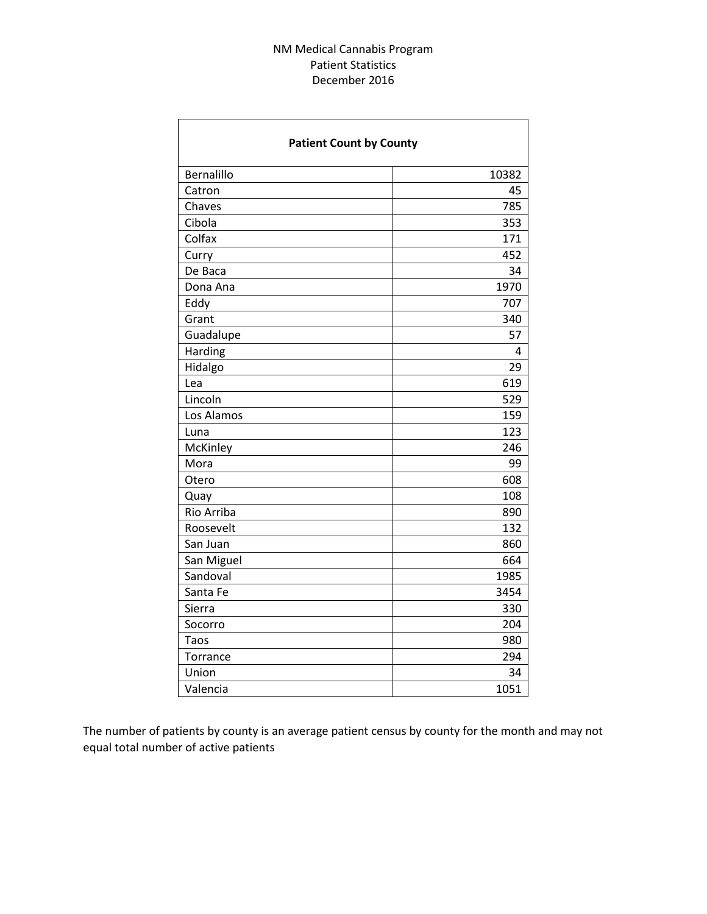NM Medical Cannabis Program
Patient Statistics
December 2016

| Patient Count by County | |
|---|---|
| Bernalillo | 10382 |
| Catron | 45 |
| Chaves | 785 |
| Cibola | 353 |
| Colfax | 171 |
| Curry | 452 |
| De Baca | 34 |
| Dona Ana | 1970 |
| Eddy | 707 |
| Grant | 340 |
| Guadalupe | 57 |
| Harding | 4 |
| Hidalgo | 29 |
| Lea | 619 |
| Lincoln | 529 |
| Los Alamos | 159 |
| Luna | 123 |
| McKinley | 246 |
| Mora | 99 |
| Otero | 608 |
| Quay | 108 |
| Rio Arriba | 890 |
| Roosevelt | 132 |
| San Juan | 860 |
| San Miguel | 664 |
| Sandoval | 1985 |
| Santa Fe | 3454 |
| Sierra | 330 |
| Socorro | 204 |
| Taos | 980 |
| Torrance | 294 |
| Union | 34 |
| Valencia | 1051 |

The number of patients by county is an average patient census by county for the month and may not equal total number of active patients